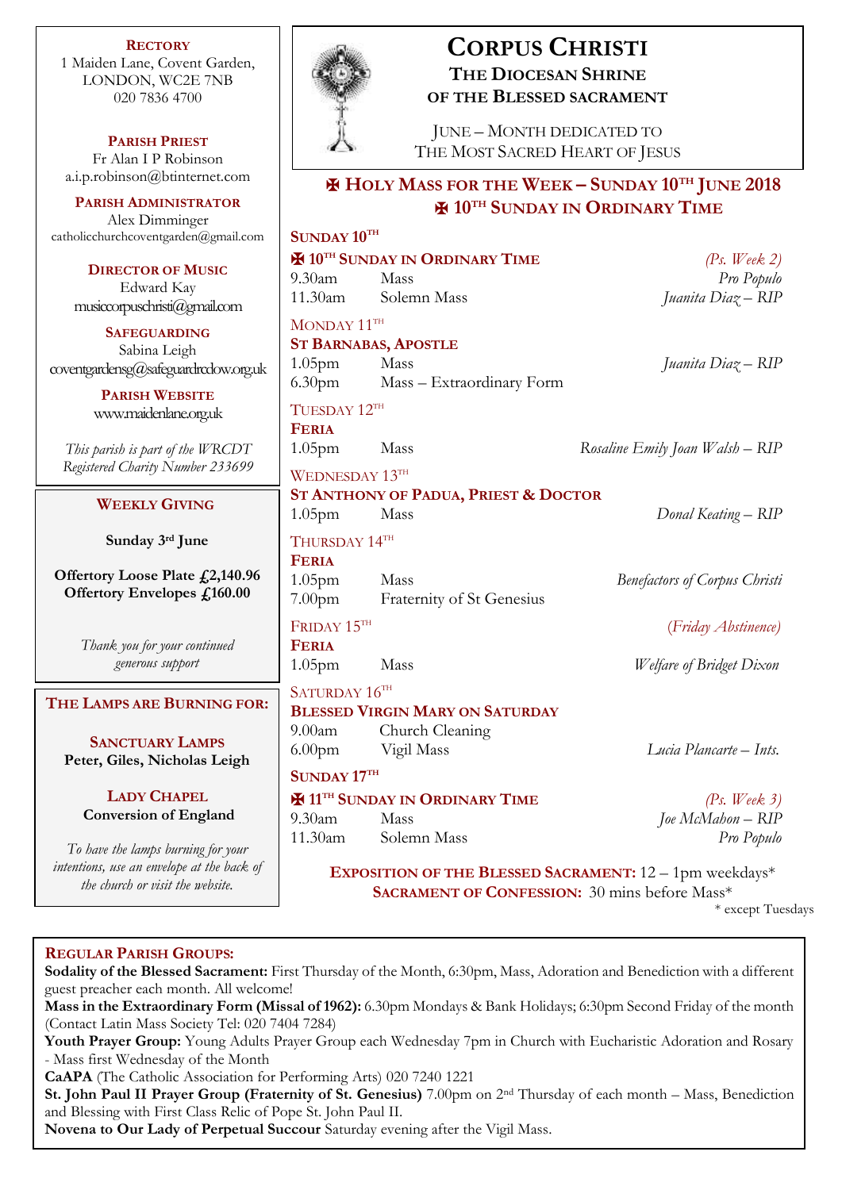# CORPUS CHRISTI

## THE DIOCESAN SHRINE OF THE BLESSED SACRAMENT

JUNE – MONTH DEDICATED TO THE MOST SACRED HEART OF JESUS

## ✠ HOLY MASS FOR THE WEEK – SUNDAY 10TH JUNE 2018
## ✠ 10TH SUNDAY IN ORDINARY TIME

**SUNDAY 10TH**

**✠ 10TH SUNDAY IN ORDINARY TIME** *(Ps. Week 2)*

| | | |
|---|---|---|
| 9.30am | Mass | *Pro Populo* |
| 11.30am | Solemn Mass | *Juanita Diaz – RIP* |

MONDAY 11TH

**ST BARNABAS, APOSTLE**

| | | |
|---|---|---|
| 1.05pm | Mass | *Juanita Diaz – RIP* |
| 6.30pm | Mass – Extraordinary Form | |

TUESDAY 12TH

**FERIA**

| | | |
|---|---|---|
| 1.05pm | Mass | *Rosaline Emily Joan Walsh – RIP* |

WEDNESDAY 13TH

**ST ANTHONY OF PADUA, PRIEST & DOCTOR**

| | | |
|---|---|---|
| 1.05pm | Mass | *Donal Keating – RIP* |

THURSDAY 14TH

**FERIA**

| | | |
|---|---|---|
| 1.05pm | Mass | *Benefactors of Corpus Christi* |
| 7.00pm | Fraternity of St Genesius | |

FRIDAY 15TH *(Friday Abstinence)*

**FERIA**

| | | |
|---|---|---|
| 1.05pm | Mass | *Welfare of Bridget Dixon* |

SATURDAY 16TH

**BLESSED VIRGIN MARY ON SATURDAY**

| | | |
|---|---|---|
| 9.00am | Church Cleaning | |
| 6.00pm | Vigil Mass | *Lucia Plancarte – Ints.* |

**SUNDAY 17TH**

**✠ 11TH SUNDAY IN ORDINARY TIME** *(Ps. Week 3)*

| | | |
|---|---|---|
| 9.30am | Mass | *Joe McMahon – RIP* |
| 11.30am | Solemn Mass | *Pro Populo* |

**EXPOSITION OF THE BLESSED SACRAMENT:** 12 – 1pm weekdays*
**SACRAMENT OF CONFESSION:** 30 mins before Mass*
\* except Tuesdays

**RECTORY**
1 Maiden Lane, Covent Garden,
LONDON, WC2E 7NB
020 7836 4700

**PARISH PRIEST**
Fr Alan I P Robinson
a.i.p.robinson@btinternet.com

**PARISH ADMINISTRATOR**
Alex Dimminger
catholicchurchcoventgarden@gmail.com

**DIRECTOR OF MUSIC**
Edward Kay
musiccorpuschristi@gmail.com

**SAFEGUARDING**
Sabina Leigh
coventgardensg@safeguardrcdow.org.uk

**PARISH WEBSITE**
www.maidenlane.org.uk

*This parish is part of the WRCDT Registered Charity Number 233699*

**WEEKLY GIVING**

**Sunday 3rd June**

**Offertory Loose Plate £2,140.96**
**Offertory Envelopes £160.00**

*Thank you for your continued generous support*

**THE LAMPS ARE BURNING FOR:**

**SANCTUARY LAMPS**
**Peter, Giles, Nicholas Leigh**

**LADY CHAPEL**
**Conversion of England**

*To have the lamps burning for your intentions, use an envelope at the back of the church or visit the website.*

**REGULAR PARISH GROUPS:**

**Sodality of the Blessed Sacrament:** First Thursday of the Month, 6:30pm, Mass, Adoration and Benediction with a different guest preacher each month. All welcome!

**Mass in the Extraordinary Form (Missal of 1962):** 6.30pm Mondays & Bank Holidays; 6:30pm Second Friday of the month (Contact Latin Mass Society Tel: 020 7404 7284)

**Youth Prayer Group:** Young Adults Prayer Group each Wednesday 7pm in Church with Eucharistic Adoration and Rosary - Mass first Wednesday of the Month

**CaAPA** (The Catholic Association for Performing Arts) 020 7240 1221

**St. John Paul II Prayer Group (Fraternity of St. Genesius)** 7.00pm on 2nd Thursday of each month – Mass, Benediction and Blessing with First Class Relic of Pope St. John Paul II.

**Novena to Our Lady of Perpetual Succour** Saturday evening after the Vigil Mass.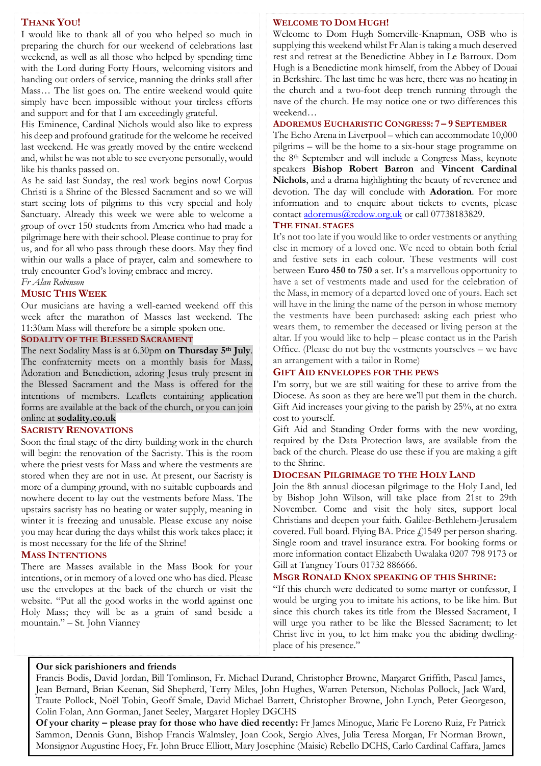## THANK YOU!

I would like to thank all of you who helped so much in preparing the church for our weekend of celebrations last weekend, as well as all those who helped by spending time with the Lord during Forty Hours, welcoming visitors and handing out orders of service, manning the drinks stall after Mass… The list goes on. The entire weekend would quite simply have been impossible without your tireless efforts and support and for that I am exceedingly grateful.

His Eminence, Cardinal Nichols would also like to express his deep and profound gratitude for the welcome he received last weekend. He was greatly moved by the entire weekend and, whilst he was not able to see everyone personally, would like his thanks passed on.

As he said last Sunday, the real work begins now! Corpus Christi is a Shrine of the Blessed Sacrament and so we will start seeing lots of pilgrims to this very special and holy Sanctuary. Already this week we were able to welcome a group of over 150 students from America who had made a pilgrimage here with their school. Please continue to pray for us, and for all who pass through these doors. May they find within our walls a place of prayer, calm and somewhere to truly encounter God's loving embrace and mercy.

*Fr Alan Robinson*

## MUSIC THIS WEEK

Our musicians are having a well-earned weekend off this week after the marathon of Masses last weekend. The 11:30am Mass will therefore be a simple spoken one.

## SODALITY OF THE BLESSED SACRAMENT

The next Sodality Mass is at 6.30pm **on Thursday 5th July**. The confraternity meets on a monthly basis for Mass, Adoration and Benediction, adoring Jesus truly present in the Blessed Sacrament and the Mass is offered for the intentions of members. Leaflets containing application forms are available at the back of the church, or you can join online at **sodality.co.uk**

## SACRISTY RENOVATIONS

Soon the final stage of the dirty building work in the church will begin: the renovation of the Sacristy. This is the room where the priest vests for Mass and where the vestments are stored when they are not in use. At present, our Sacristy is more of a dumping ground, with no suitable cupboards and nowhere decent to lay out the vestments before Mass. The upstairs sacristy has no heating or water supply, meaning in winter it is freezing and unusable. Please excuse any noise you may hear during the days whilst this work takes place; it is most necessary for the life of the Shrine!

## MASS INTENTIONS

There are Masses available in the Mass Book for your intentions, or in memory of a loved one who has died. Please use the envelopes at the back of the church or visit the website. "Put all the good works in the world against one Holy Mass; they will be as a grain of sand beside a mountain." – St. John Vianney

## WELCOME TO DOM HUGH!

Welcome to Dom Hugh Somerville-Knapman, OSB who is supplying this weekend whilst Fr Alan is taking a much deserved rest and retreat at the Benedictine Abbey in Le Barroux. Dom Hugh is a Benedictine monk himself, from the Abbey of Douai in Berkshire. The last time he was here, there was no heating in the church and a two-foot deep trench running through the nave of the church. He may notice one or two differences this weekend…

## ADOREMUS EUCHARISTIC CONGRESS: 7 – 9 SEPTEMBER

The Echo Arena in Liverpool – which can accommodate 10,000 pilgrims – will be the home to a six-hour stage programme on the 8th September and will include a Congress Mass, keynote speakers **Bishop Robert Barron** and **Vincent Cardinal Nichols**, and a drama highlighting the beauty of reverence and devotion. The day will conclude with **Adoration**. For more information and to enquire about tickets to events, please contact adoremus@rcdow.org.uk or call 07738183829.

## THE FINAL STAGES

It's not too late if you would like to order vestments or anything else in memory of a loved one. We need to obtain both ferial and festive sets in each colour. These vestments will cost between **Euro 450 to 750** a set. It's a marvellous opportunity to have a set of vestments made and used for the celebration of the Mass, in memory of a departed loved one of yours. Each set will have in the lining the name of the person in whose memory the vestments have been purchased: asking each priest who wears them, to remember the deceased or living person at the altar. If you would like to help – please contact us in the Parish Office. (Please do not buy the vestments yourselves – we have an arrangement with a tailor in Rome)

## GIFT AID ENVELOPES FOR THE PEWS

I'm sorry, but we are still waiting for these to arrive from the Diocese. As soon as they are here we'll put them in the church. Gift Aid increases your giving to the parish by 25%, at no extra cost to yourself.

Gift Aid and Standing Order forms with the new wording, required by the Data Protection laws, are available from the back of the church. Please do use these if you are making a gift to the Shrine.

## DIOCESAN PILGRIMAGE TO THE HOLY LAND

Join the 8th annual diocesan pilgrimage to the Holy Land, led by Bishop John Wilson, will take place from 21st to 29th November. Come and visit the holy sites, support local Christians and deepen your faith. Galilee-Bethlehem-Jerusalem covered. Full board. Flying BA. Price £1549 per person sharing. Single room and travel insurance extra. For booking forms or more information contact Elizabeth Uwalaka 0207 798 9173 or Gill at Tangney Tours 01732 886666.

## MSGR RONALD KNOX SPEAKING OF THIS SHRINE:

"If this church were dedicated to some martyr or confessor, I would be urging you to imitate his actions, to be like him. But since this church takes its title from the Blessed Sacrament, I will urge you rather to be like the Blessed Sacrament; to let Christ live in you, to let him make you the abiding dwelling-place of his presence."

---

**Our sick parishioners and friends**

Francis Bodis, David Jordan, Bill Tomlinson, Fr. Michael Durand, Christopher Browne, Margaret Griffith, Pascal James, Jean Bernard, Brian Keenan, Sid Shepherd, Terry Miles, John Hughes, Warren Peterson, Nicholas Pollock, Jack Ward, Traute Pollock, Noël Tobin, Geoff Smale, David Michael Barrett, Christopher Browne, John Lynch, Peter Georgeson, Colin Folan, Ann Gorman, Janet Seeley, Margaret Hopley DGCHS

**Of your charity – please pray for those who have died recently:** Fr James Minogue, Marie Fe Loreno Ruiz, Fr Patrick Sammon, Dennis Gunn, Bishop Francis Walmsley, Joan Cook, Sergio Alves, Julia Teresa Morgan, Fr Norman Brown, Monsignor Augustine Hoey, Fr. John Bruce Elliott, Mary Josephine (Maisie) Rebello DCHS, Carlo Cardinal Caffara, James